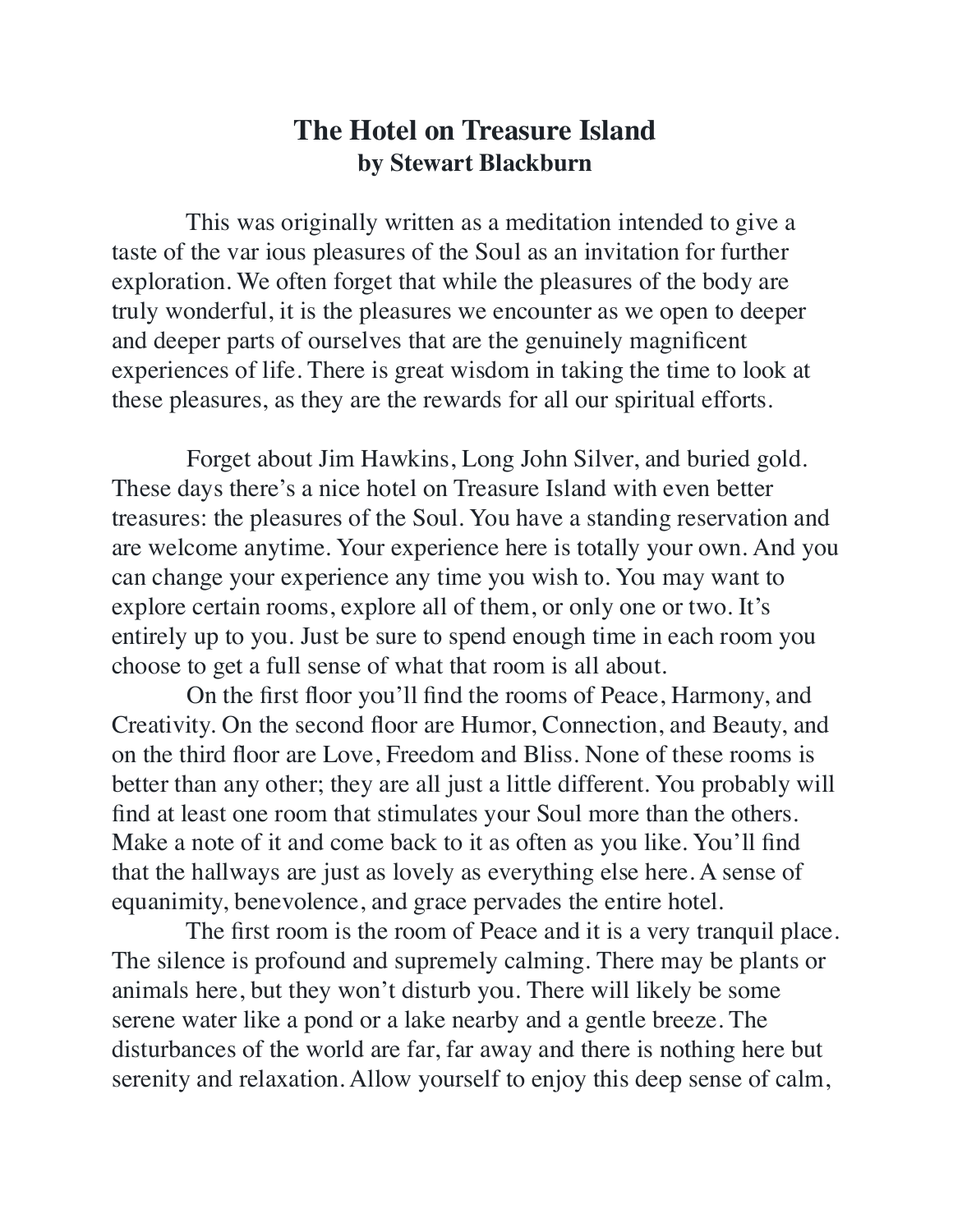# The Hotel on Treasure Island
## by Stewart Blackburn

This was originally written as a meditation intended to give a taste of the var ious pleasures of the Soul as an invitation for further exploration. We often forget that while the pleasures of the body are truly wonderful, it is the pleasures we encounter as we open to deeper and deeper parts of ourselves that are the genuinely magnificent experiences of life. There is great wisdom in taking the time to look at these pleasures, as they are the rewards for all our spiritual efforts.

Forget about Jim Hawkins, Long John Silver, and buried gold. These days there's a nice hotel on Treasure Island with even better treasures: the pleasures of the Soul. You have a standing reservation and are welcome anytime. Your experience here is totally your own. And you can change your experience any time you wish to. You may want to explore certain rooms, explore all of them, or only one or two. It's entirely up to you. Just be sure to spend enough time in each room you choose to get a full sense of what that room is all about.

On the first floor you'll find the rooms of Peace, Harmony, and Creativity. On the second floor are Humor, Connection, and Beauty, and on the third floor are Love, Freedom and Bliss. None of these rooms is better than any other; they are all just a little different. You probably will find at least one room that stimulates your Soul more than the others. Make a note of it and come back to it as often as you like. You'll find that the hallways are just as lovely as everything else here. A sense of equanimity, benevolence, and grace pervades the entire hotel.

The first room is the room of Peace and it is a very tranquil place. The silence is profound and supremely calming. There may be plants or animals here, but they won't disturb you. There will likely be some serene water like a pond or a lake nearby and a gentle breeze. The disturbances of the world are far, far away and there is nothing here but serenity and relaxation. Allow yourself to enjoy this deep sense of calm,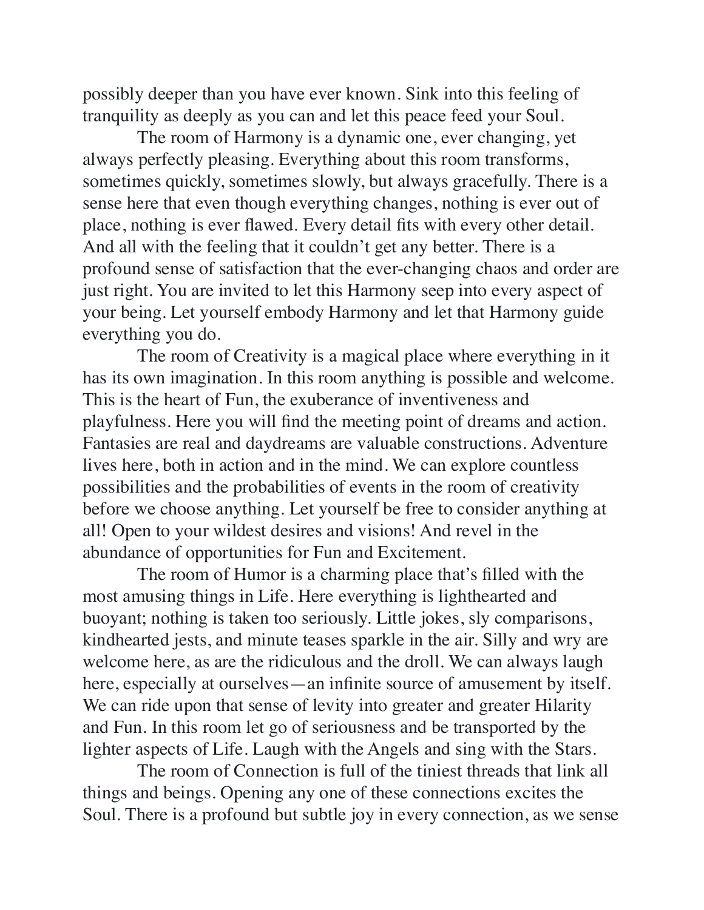possibly deeper than you have ever known. Sink into this feeling of tranquility as deeply as you can and let this peace feed your Soul.

The room of Harmony is a dynamic one, ever changing, yet always perfectly pleasing. Everything about this room transforms, sometimes quickly, sometimes slowly, but always gracefully. There is a sense here that even though everything changes, nothing is ever out of place, nothing is ever flawed. Every detail fits with every other detail. And all with the feeling that it couldn't get any better. There is a profound sense of satisfaction that the ever-changing chaos and order are just right. You are invited to let this Harmony seep into every aspect of your being. Let yourself embody Harmony and let that Harmony guide everything you do.

The room of Creativity is a magical place where everything in it has its own imagination. In this room anything is possible and welcome. This is the heart of Fun, the exuberance of inventiveness and playfulness. Here you will find the meeting point of dreams and action. Fantasies are real and daydreams are valuable constructions. Adventure lives here, both in action and in the mind. We can explore countless possibilities and the probabilities of events in the room of creativity before we choose anything. Let yourself be free to consider anything at all! Open to your wildest desires and visions! And revel in the abundance of opportunities for Fun and Excitement.

The room of Humor is a charming place that's filled with the most amusing things in Life. Here everything is lighthearted and buoyant; nothing is taken too seriously. Little jokes, sly comparisons, kindhearted jests, and minute teases sparkle in the air. Silly and wry are welcome here, as are the ridiculous and the droll. We can always laugh here, especially at ourselves—an infinite source of amusement by itself. We can ride upon that sense of levity into greater and greater Hilarity and Fun. In this room let go of seriousness and be transported by the lighter aspects of Life. Laugh with the Angels and sing with the Stars.

The room of Connection is full of the tiniest threads that link all things and beings. Opening any one of these connections excites the Soul. There is a profound but subtle joy in every connection, as we sense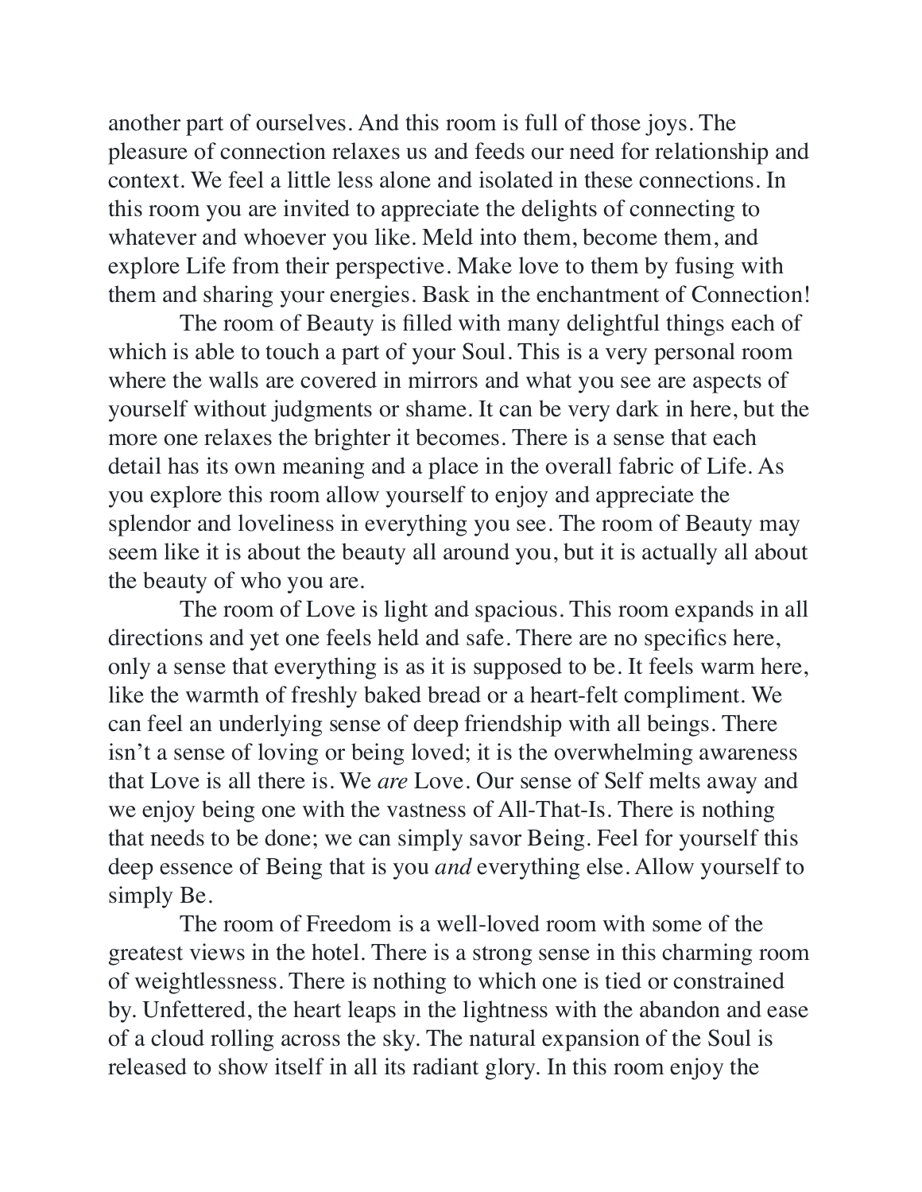another part of ourselves. And this room is full of those joys. The pleasure of connection relaxes us and feeds our need for relationship and context. We feel a little less alone and isolated in these connections. In this room you are invited to appreciate the delights of connecting to whatever and whoever you like. Meld into them, become them, and explore Life from their perspective. Make love to them by fusing with them and sharing your energies. Bask in the enchantment of Connection!

The room of Beauty is filled with many delightful things each of which is able to touch a part of your Soul. This is a very personal room where the walls are covered in mirrors and what you see are aspects of yourself without judgments or shame. It can be very dark in here, but the more one relaxes the brighter it becomes. There is a sense that each detail has its own meaning and a place in the overall fabric of Life. As you explore this room allow yourself to enjoy and appreciate the splendor and loveliness in everything you see. The room of Beauty may seem like it is about the beauty all around you, but it is actually all about the beauty of who you are.

The room of Love is light and spacious. This room expands in all directions and yet one feels held and safe. There are no specifics here, only a sense that everything is as it is supposed to be. It feels warm here, like the warmth of freshly baked bread or a heart-felt compliment. We can feel an underlying sense of deep friendship with all beings. There isn't a sense of loving or being loved; it is the overwhelming awareness that Love is all there is. We *are* Love. Our sense of Self melts away and we enjoy being one with the vastness of All-That-Is. There is nothing that needs to be done; we can simply savor Being. Feel for yourself this deep essence of Being that is you *and* everything else. Allow yourself to simply Be.

The room of Freedom is a well-loved room with some of the greatest views in the hotel. There is a strong sense in this charming room of weightlessness. There is nothing to which one is tied or constrained by. Unfettered, the heart leaps in the lightness with the abandon and ease of a cloud rolling across the sky. The natural expansion of the Soul is released to show itself in all its radiant glory. In this room enjoy the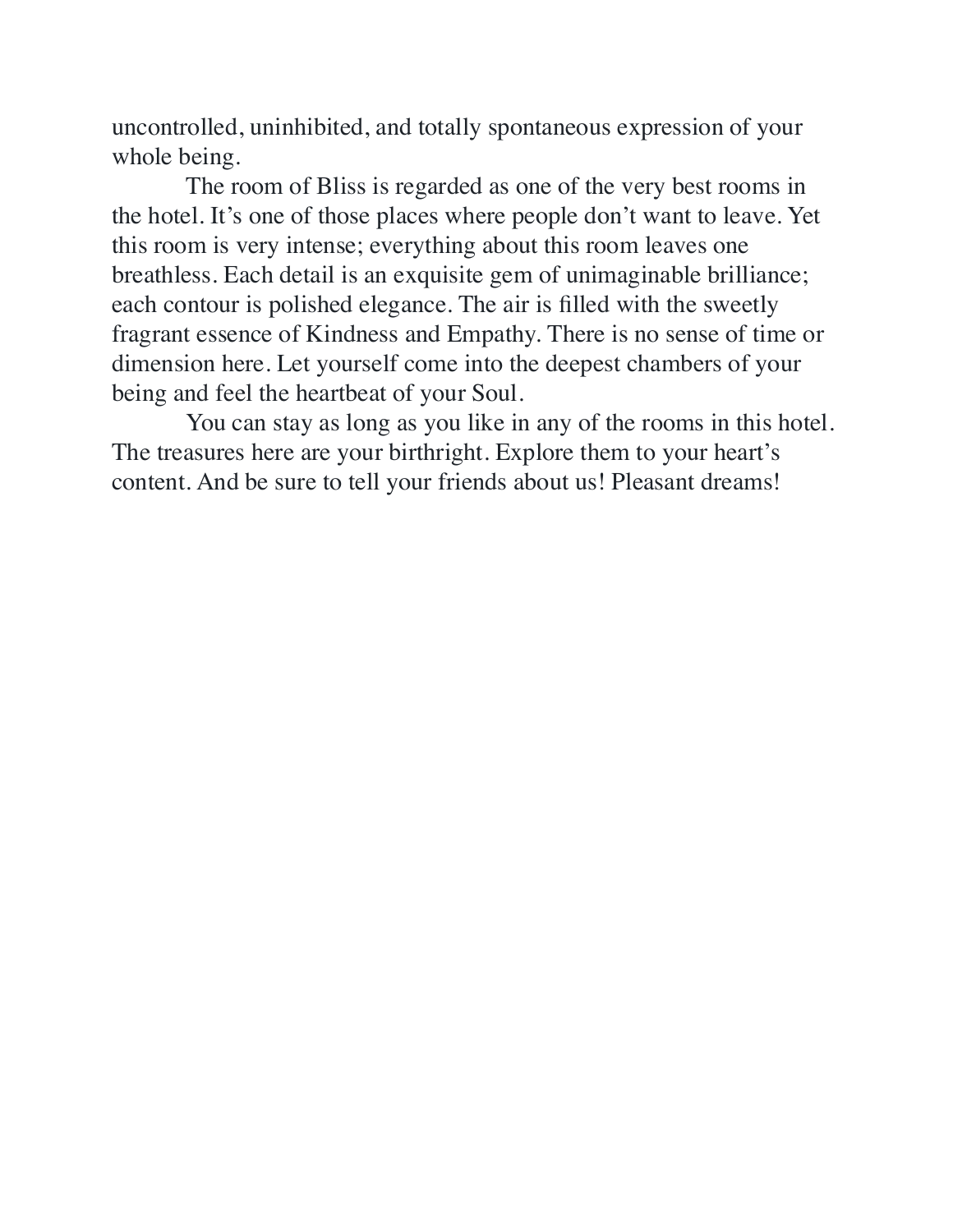uncontrolled, uninhibited, and totally spontaneous expression of your whole being.

The room of Bliss is regarded as one of the very best rooms in the hotel. It's one of those places where people don't want to leave. Yet this room is very intense; everything about this room leaves one breathless. Each detail is an exquisite gem of unimaginable brilliance; each contour is polished elegance. The air is filled with the sweetly fragrant essence of Kindness and Empathy. There is no sense of time or dimension here. Let yourself come into the deepest chambers of your being and feel the heartbeat of your Soul.

You can stay as long as you like in any of the rooms in this hotel. The treasures here are your birthright. Explore them to your heart's content. And be sure to tell your friends about us! Pleasant dreams!